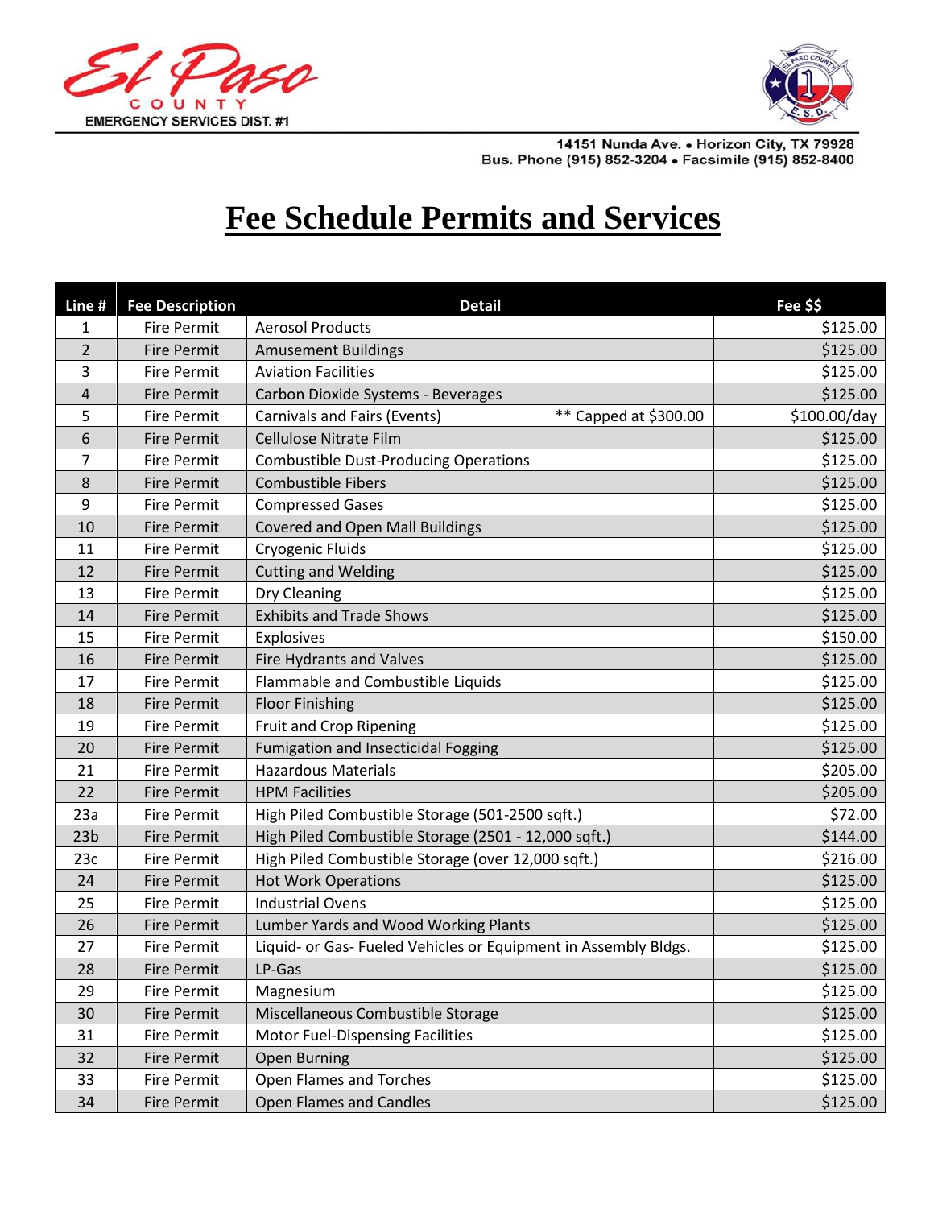El Paso COUNTY EMERGENCY SERVICES DIST. #1

14151 Nunda Ave. • Horizon City, TX 79928
Bus. Phone (915) 852-3204 • Facsimile (915) 852-8400

# Fee Schedule Permits and Services

| Line # | Fee Description | Detail | Fee $$ |
|---|---|---|---|
| 1 | Fire Permit | Aerosol Products | $125.00 |
| 2 | Fire Permit | Amusement Buildings | $125.00 |
| 3 | Fire Permit | Aviation Facilities | $125.00 |
| 4 | Fire Permit | Carbon Dioxide Systems - Beverages | $125.00 |
| 5 | Fire Permit | Carnivals and Fairs (Events) ** Capped at $300.00 | $100.00/day |
| 6 | Fire Permit | Cellulose Nitrate Film | $125.00 |
| 7 | Fire Permit | Combustible Dust-Producing Operations | $125.00 |
| 8 | Fire Permit | Combustible Fibers | $125.00 |
| 9 | Fire Permit | Compressed Gases | $125.00 |
| 10 | Fire Permit | Covered and Open Mall Buildings | $125.00 |
| 11 | Fire Permit | Cryogenic Fluids | $125.00 |
| 12 | Fire Permit | Cutting and Welding | $125.00 |
| 13 | Fire Permit | Dry Cleaning | $125.00 |
| 14 | Fire Permit | Exhibits and Trade Shows | $125.00 |
| 15 | Fire Permit | Explosives | $150.00 |
| 16 | Fire Permit | Fire Hydrants and Valves | $125.00 |
| 17 | Fire Permit | Flammable and Combustible Liquids | $125.00 |
| 18 | Fire Permit | Floor Finishing | $125.00 |
| 19 | Fire Permit | Fruit and Crop Ripening | $125.00 |
| 20 | Fire Permit | Fumigation and Insecticidal Fogging | $125.00 |
| 21 | Fire Permit | Hazardous Materials | $205.00 |
| 22 | Fire Permit | HPM Facilities | $205.00 |
| 23a | Fire Permit | High Piled Combustible Storage (501-2500 sqft.) | $72.00 |
| 23b | Fire Permit | High Piled Combustible Storage (2501 - 12,000 sqft.) | $144.00 |
| 23c | Fire Permit | High Piled Combustible Storage (over 12,000 sqft.) | $216.00 |
| 24 | Fire Permit | Hot Work Operations | $125.00 |
| 25 | Fire Permit | Industrial Ovens | $125.00 |
| 26 | Fire Permit | Lumber Yards and Wood Working Plants | $125.00 |
| 27 | Fire Permit | Liquid- or Gas- Fueled Vehicles or Equipment in Assembly Bldgs. | $125.00 |
| 28 | Fire Permit | LP-Gas | $125.00 |
| 29 | Fire Permit | Magnesium | $125.00 |
| 30 | Fire Permit | Miscellaneous Combustible Storage | $125.00 |
| 31 | Fire Permit | Motor Fuel-Dispensing Facilities | $125.00 |
| 32 | Fire Permit | Open Burning | $125.00 |
| 33 | Fire Permit | Open Flames and Torches | $125.00 |
| 34 | Fire Permit | Open Flames and Candles | $125.00 |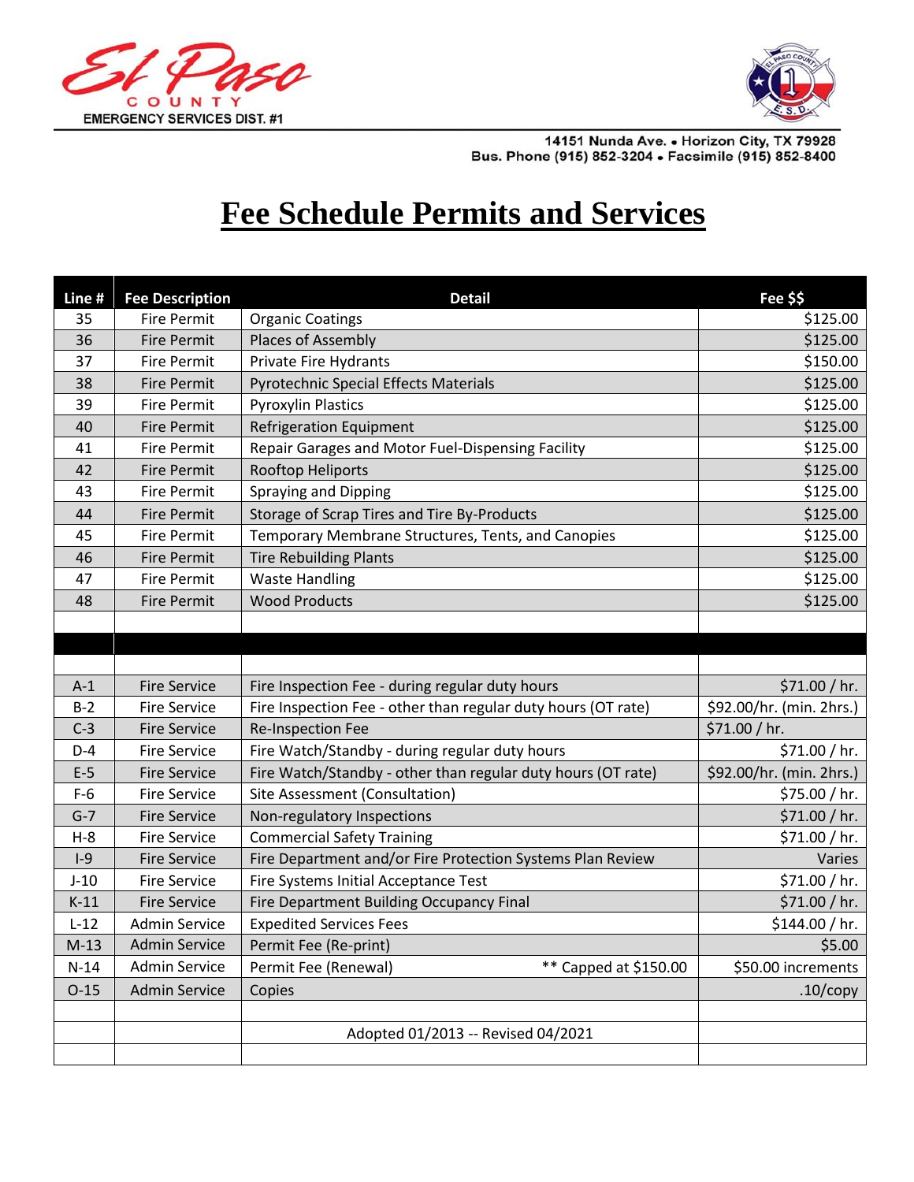EL PASO COUNTY EMERGENCY SERVICES DIST. #1

14151 Nunda Ave. • Horizon City, TX 79928
Bus. Phone (915) 852-3204 • Facsimile (915) 852-8400

# Fee Schedule Permits and Services

| Line # | Fee Description | Detail | Fee $$ |
|---|---|---|---|
| 35 | Fire Permit | Organic Coatings | $125.00 |
| 36 | Fire Permit | Places of Assembly | $125.00 |
| 37 | Fire Permit | Private Fire Hydrants | $150.00 |
| 38 | Fire Permit | Pyrotechnic Special Effects Materials | $125.00 |
| 39 | Fire Permit | Pyroxylin Plastics | $125.00 |
| 40 | Fire Permit | Refrigeration Equipment | $125.00 |
| 41 | Fire Permit | Repair Garages and Motor Fuel-Dispensing Facility | $125.00 |
| 42 | Fire Permit | Rooftop Heliports | $125.00 |
| 43 | Fire Permit | Spraying and Dipping | $125.00 |
| 44 | Fire Permit | Storage of Scrap Tires and Tire By-Products | $125.00 |
| 45 | Fire Permit | Temporary Membrane Structures, Tents, and Canopies | $125.00 |
| 46 | Fire Permit | Tire Rebuilding Plants | $125.00 |
| 47 | Fire Permit | Waste Handling | $125.00 |
| 48 | Fire Permit | Wood Products | $125.00 |
| | | | |
| | | | |
| | | | |
| A-1 | Fire Service | Fire Inspection Fee - during regular duty hours | $71.00 / hr. |
| B-2 | Fire Service | Fire Inspection Fee - other than regular duty hours (OT rate) | $92.00/hr. (min. 2hrs.) |
| C-3 | Fire Service | Re-Inspection Fee | $71.00 / hr. |
| D-4 | Fire Service | Fire Watch/Standby - during regular duty hours | $71.00 / hr. |
| E-5 | Fire Service | Fire Watch/Standby - other than regular duty hours (OT rate) | $92.00/hr. (min. 2hrs.) |
| F-6 | Fire Service | Site Assessment (Consultation) | $75.00 / hr. |
| G-7 | Fire Service | Non-regulatory Inspections | $71.00 / hr. |
| H-8 | Fire Service | Commercial Safety Training | $71.00 / hr. |
| I-9 | Fire Service | Fire Department and/or Fire Protection Systems Plan Review | Varies |
| J-10 | Fire Service | Fire Systems Initial Acceptance Test | $71.00 / hr. |
| K-11 | Fire Service | Fire Department Building Occupancy Final | $71.00 / hr. |
| L-12 | Admin Service | Expedited Services Fees | $144.00 / hr. |
| M-13 | Admin Service | Permit Fee (Re-print) | $5.00 |
| N-14 | Admin Service | Permit Fee (Renewal) ** Capped at $150.00 | $50.00 increments |
| O-15 | Admin Service | Copies | .10/copy |
| | | | |
| | | Adopted 01/2013 -- Revised 04/2021 | |
| | | | |